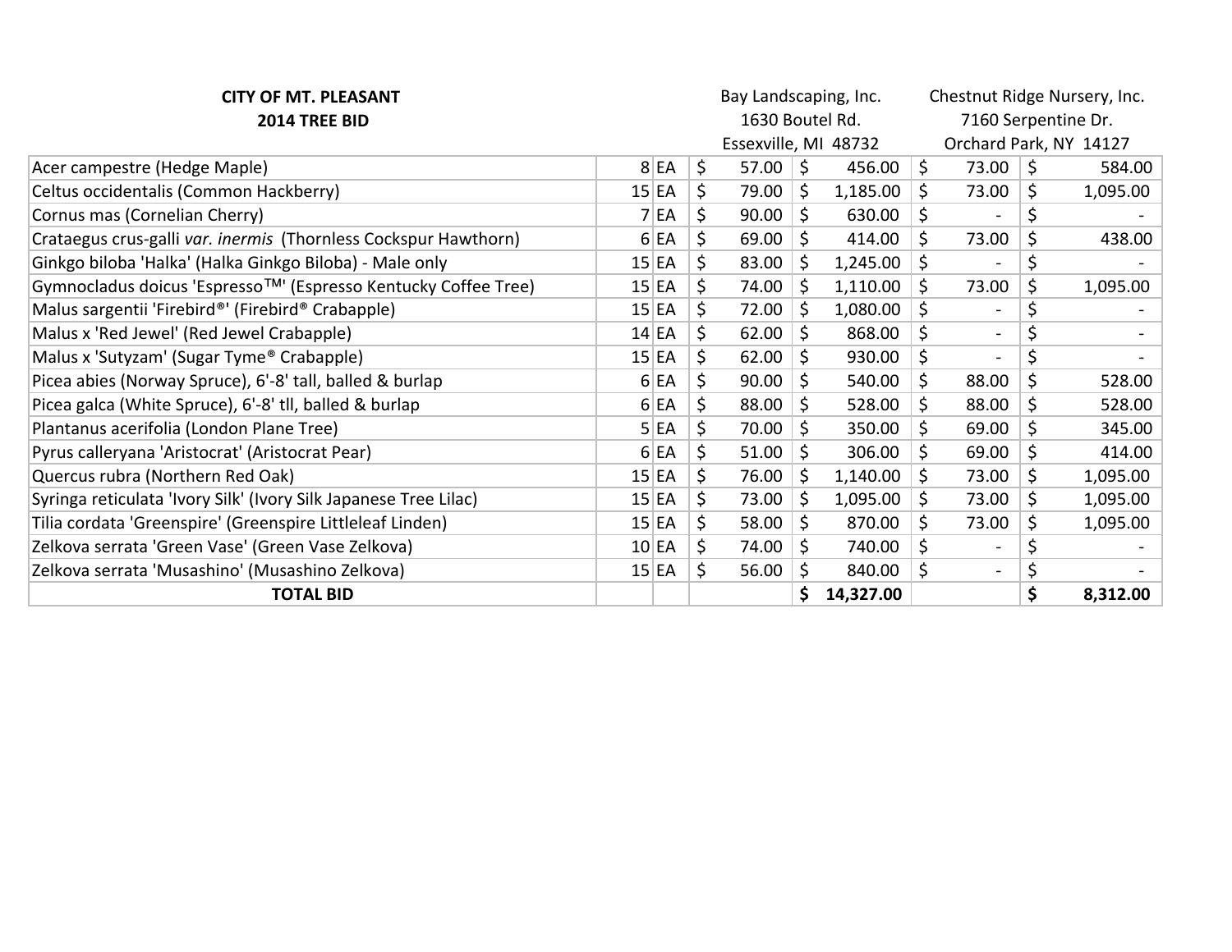**CITY OF MT. PLEASANT**
**2014 TREE BID**

| | | | Bay Landscaping, Inc.<br>1630 Boutel Rd.<br>Essexville, MI 48732 | | Chestnut Ridge Nursery, Inc.<br>7160 Serpentine Dr.<br>Orchard Park, NY 14127 | |
|---|---|---|---|---|---|---|
| Acer campestre (Hedge Maple) | 8 | EA | $ 57.00 | $ 456.00 | $ 73.00 | $ 584.00 |
| Celtus occidentalis (Common Hackberry) | 15 | EA | $ 79.00 | $ 1,185.00 | $ 73.00 | $ 1,095.00 |
| Cornus mas (Cornelian Cherry) | 7 | EA | $ 90.00 | $ 630.00 | $ - | $ - |
| Crataegus crus-galli *var. inermis* (Thornless Cockspur Hawthorn) | 6 | EA | $ 69.00 | $ 414.00 | $ 73.00 | $ 438.00 |
| Ginkgo biloba 'Halka' (Halka Ginkgo Biloba) - Male only | 15 | EA | $ 83.00 | $ 1,245.00 | $ - | $ - |
| Gymnocladus doicus 'Espresso™' (Espresso Kentucky Coffee Tree) | 15 | EA | $ 74.00 | $ 1,110.00 | $ 73.00 | $ 1,095.00 |
| Malus sargentii 'Firebird®' (Firebird® Crabapple) | 15 | EA | $ 72.00 | $ 1,080.00 | $ - | $ - |
| Malus x 'Red Jewel' (Red Jewel Crabapple) | 14 | EA | $ 62.00 | $ 868.00 | $ - | $ - |
| Malus x 'Sutyzam' (Sugar Tyme® Crabapple) | 15 | EA | $ 62.00 | $ 930.00 | $ - | $ - |
| Picea abies (Norway Spruce), 6'-8' tall, balled & burlap | 6 | EA | $ 90.00 | $ 540.00 | $ 88.00 | $ 528.00 |
| Picea galca (White Spruce), 6'-8' tll, balled & burlap | 6 | EA | $ 88.00 | $ 528.00 | $ 88.00 | $ 528.00 |
| Plantanus acerifolia (London Plane Tree) | 5 | EA | $ 70.00 | $ 350.00 | $ 69.00 | $ 345.00 |
| Pyrus calleryana 'Aristocrat' (Aristocrat Pear) | 6 | EA | $ 51.00 | $ 306.00 | $ 69.00 | $ 414.00 |
| Quercus rubra (Northern Red Oak) | 15 | EA | $ 76.00 | $ 1,140.00 | $ 73.00 | $ 1,095.00 |
| Syringa reticulata 'Ivory Silk' (Ivory Silk Japanese Tree Lilac) | 15 | EA | $ 73.00 | $ 1,095.00 | $ 73.00 | $ 1,095.00 |
| Tilia cordata 'Greenspire' (Greenspire Littleleaf Linden) | 15 | EA | $ 58.00 | $ 870.00 | $ 73.00 | $ 1,095.00 |
| Zelkova serrata 'Green Vase' (Green Vase Zelkova) | 10 | EA | $ 74.00 | $ 740.00 | $ - | $ - |
| Zelkova serrata 'Musashino' (Musashino Zelkova) | 15 | EA | $ 56.00 | $ 840.00 | $ - | $ - |
| **TOTAL BID** | | | | **$ 14,327.00** | | **$ 8,312.00** |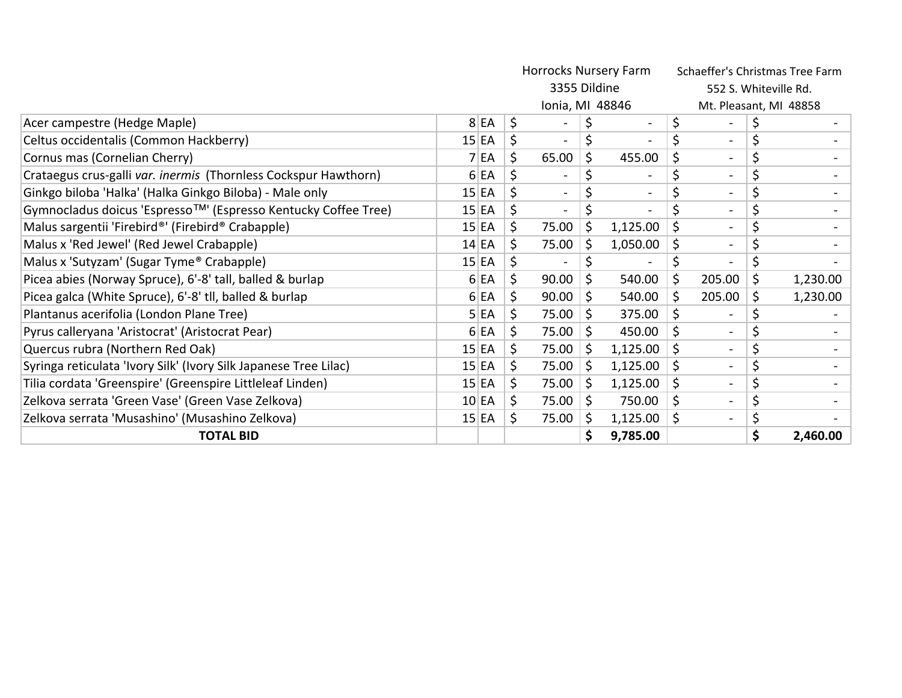| | | | Horrocks Nursery Farm 3355 Dildine Ionia, MI 48846 | | Schaeffer's Christmas Tree Farm 552 S. Whiteville Rd. Mt. Pleasant, MI 48858 | |
|---|---|---|---|---|---|---|
| Acer campestre (Hedge Maple) | 8 | EA | $ - | $ - | $ - | $ - |
| Celtus occidentalis (Common Hackberry) | 15 | EA | $ - | $ - | $ - | $ - |
| Cornus mas (Cornelian Cherry) | 7 | EA | $ 65.00 | $ 455.00 | $ - | $ - |
| Crataegus crus-galli *var. inermis* (Thornless Cockspur Hawthorn) | 6 | EA | $ - | $ - | $ - | $ - |
| Ginkgo biloba 'Halka' (Halka Ginkgo Biloba) - Male only | 15 | EA | $ - | $ - | $ - | $ - |
| Gymnocladus doicus 'Espresso™' (Espresso Kentucky Coffee Tree) | 15 | EA | $ - | $ - | $ - | $ - |
| Malus sargentii 'Firebird®' (Firebird® Crabapple) | 15 | EA | $ 75.00 | $ 1,125.00 | $ - | $ - |
| Malus x 'Red Jewel' (Red Jewel Crabapple) | 14 | EA | $ 75.00 | $ 1,050.00 | $ - | $ - |
| Malus x 'Sutyzam' (Sugar Tyme® Crabapple) | 15 | EA | $ - | $ - | $ - | $ - |
| Picea abies (Norway Spruce), 6'-8' tall, balled & burlap | 6 | EA | $ 90.00 | $ 540.00 | $ 205.00 | $ 1,230.00 |
| Picea galca (White Spruce), 6'-8' tll, balled & burlap | 6 | EA | $ 90.00 | $ 540.00 | $ 205.00 | $ 1,230.00 |
| Plantanus acerifolia (London Plane Tree) | 5 | EA | $ 75.00 | $ 375.00 | $ - | $ - |
| Pyrus calleryana 'Aristocrat' (Aristocrat Pear) | 6 | EA | $ 75.00 | $ 450.00 | $ - | $ - |
| Quercus rubra (Northern Red Oak) | 15 | EA | $ 75.00 | $ 1,125.00 | $ - | $ - |
| Syringa reticulata 'Ivory Silk' (Ivory Silk Japanese Tree Lilac) | 15 | EA | $ 75.00 | $ 1,125.00 | $ - | $ - |
| Tilia cordata 'Greenspire' (Greenspire Littleleaf Linden) | 15 | EA | $ 75.00 | $ 1,125.00 | $ - | $ - |
| Zelkova serrata 'Green Vase' (Green Vase Zelkova) | 10 | EA | $ 75.00 | $ 750.00 | $ - | $ - |
| Zelkova serrata 'Musashino' (Musashino Zelkova) | 15 | EA | $ 75.00 | $ 1,125.00 | $ - | $ - |
| **TOTAL BID** | | | | **$ 9,785.00** | | **$ 2,460.00** |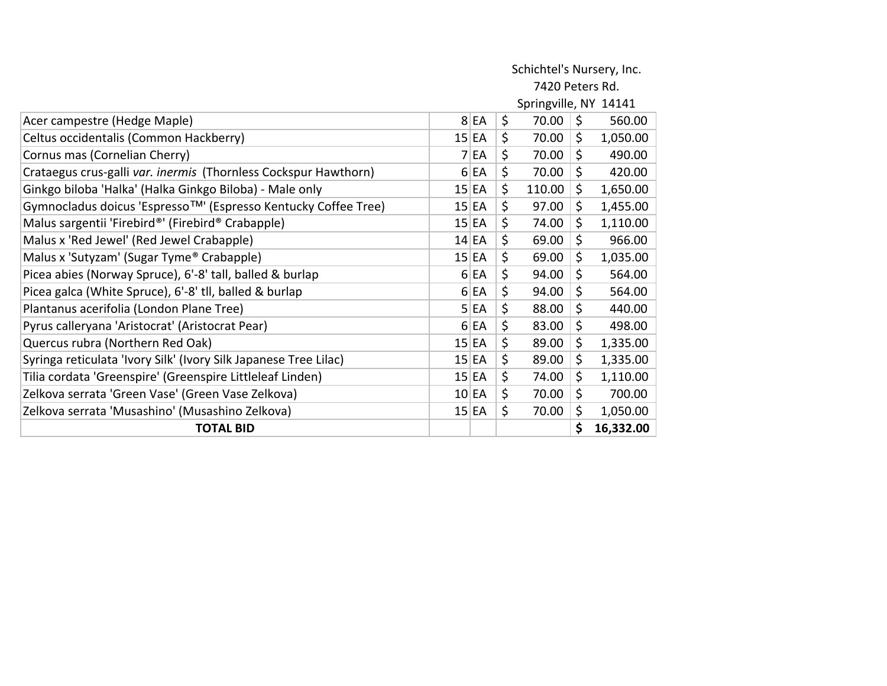Schichtel's Nursery, Inc.
7420 Peters Rd.
Springville, NY 14141

| | | | | |
|---|---|---|---|---|
| Acer campestre (Hedge Maple) | 8 | EA | $ 70.00 | $ 560.00 |
| Celtus occidentalis (Common Hackberry) | 15 | EA | $ 70.00 | $ 1,050.00 |
| Cornus mas (Cornelian Cherry) | 7 | EA | $ 70.00 | $ 490.00 |
| Crataegus crus-galli *var. inermis* (Thornless Cockspur Hawthorn) | 6 | EA | $ 70.00 | $ 420.00 |
| Ginkgo biloba 'Halka' (Halka Ginkgo Biloba) - Male only | 15 | EA | $ 110.00 | $ 1,650.00 |
| Gymnocladus doicus 'Espresso™' (Espresso Kentucky Coffee Tree) | 15 | EA | $ 97.00 | $ 1,455.00 |
| Malus sargentii 'Firebird®' (Firebird® Crabapple) | 15 | EA | $ 74.00 | $ 1,110.00 |
| Malus x 'Red Jewel' (Red Jewel Crabapple) | 14 | EA | $ 69.00 | $ 966.00 |
| Malus x 'Sutyzam' (Sugar Tyme® Crabapple) | 15 | EA | $ 69.00 | $ 1,035.00 |
| Picea abies (Norway Spruce), 6'-8' tall, balled & burlap | 6 | EA | $ 94.00 | $ 564.00 |
| Picea galca (White Spruce), 6'-8' tll, balled & burlap | 6 | EA | $ 94.00 | $ 564.00 |
| Plantanus acerifolia (London Plane Tree) | 5 | EA | $ 88.00 | $ 440.00 |
| Pyrus calleryana 'Aristocrat' (Aristocrat Pear) | 6 | EA | $ 83.00 | $ 498.00 |
| Quercus rubra (Northern Red Oak) | 15 | EA | $ 89.00 | $ 1,335.00 |
| Syringa reticulata 'Ivory Silk' (Ivory Silk Japanese Tree Lilac) | 15 | EA | $ 89.00 | $ 1,335.00 |
| Tilia cordata 'Greenspire' (Greenspire Littleleaf Linden) | 15 | EA | $ 74.00 | $ 1,110.00 |
| Zelkova serrata 'Green Vase' (Green Vase Zelkova) | 10 | EA | $ 70.00 | $ 700.00 |
| Zelkova serrata 'Musashino' (Musashino Zelkova) | 15 | EA | $ 70.00 | $ 1,050.00 |
| **TOTAL BID** | | | | **$ 16,332.00** |